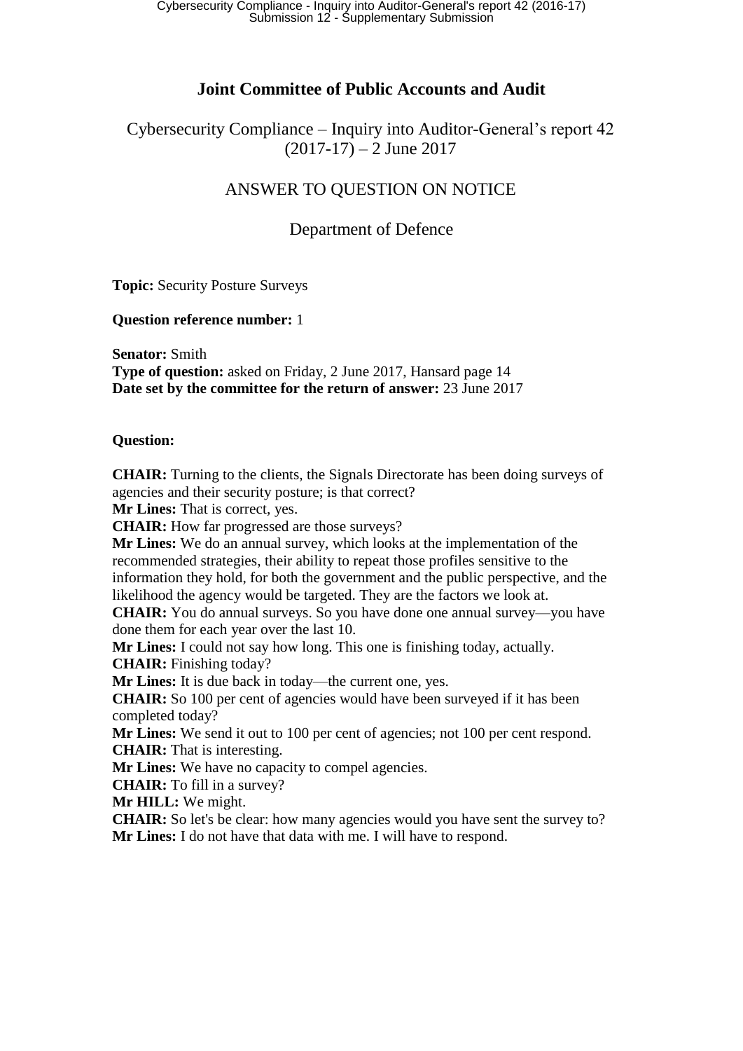# Joint Committee of Public Accounts and Audit

## Cybersecurity Compliance – Inquiry into Auditor-General's report 42 (2017-17) – 2 June 2017

## ANSWER TO QUESTION ON NOTICE

## Department of Defence

**Topic:** Security Posture Surveys

**Question reference number:** 1

**Senator:** Smith
**Type of question:** asked on Friday, 2 June 2017, Hansard page 14
**Date set by the committee for the return of answer:** 23 June 2017

**Question:**

**CHAIR:** Turning to the clients, the Signals Directorate has been doing surveys of agencies and their security posture; is that correct?
**Mr Lines:** That is correct, yes.
**CHAIR:** How far progressed are those surveys?
**Mr Lines:** We do an annual survey, which looks at the implementation of the recommended strategies, their ability to repeat those profiles sensitive to the information they hold, for both the government and the public perspective, and the likelihood the agency would be targeted. They are the factors we look at.
**CHAIR:** You do annual surveys. So you have done one annual survey—you have done them for each year over the last 10.
**Mr Lines:** I could not say how long. This one is finishing today, actually.
**CHAIR:** Finishing today?
**Mr Lines:** It is due back in today—the current one, yes.
**CHAIR:** So 100 per cent of agencies would have been surveyed if it has been completed today?
**Mr Lines:** We send it out to 100 per cent of agencies; not 100 per cent respond.
**CHAIR:** That is interesting.
**Mr Lines:** We have no capacity to compel agencies.
**CHAIR:** To fill in a survey?
**Mr HILL:** We might.
**CHAIR:** So let's be clear: how many agencies would you have sent the survey to?
**Mr Lines:** I do not have that data with me. I will have to respond.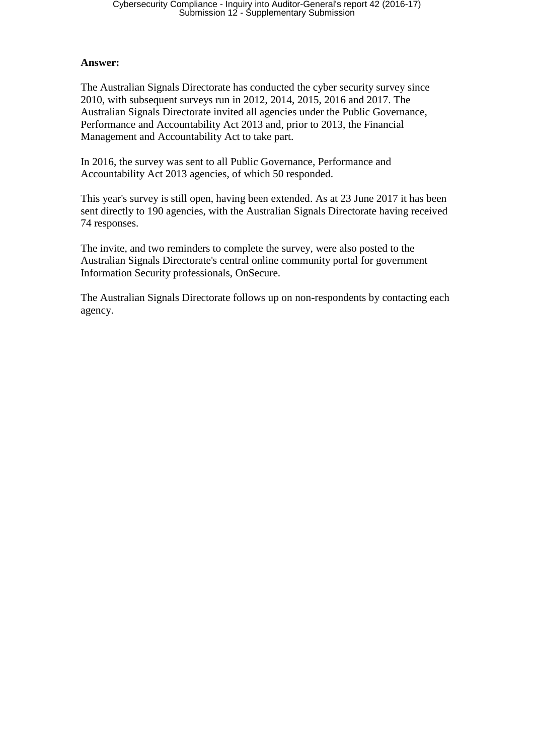**Answer:**

The Australian Signals Directorate has conducted the cyber security survey since 2010, with subsequent surveys run in 2012, 2014, 2015, 2016 and 2017. The Australian Signals Directorate invited all agencies under the Public Governance, Performance and Accountability Act 2013 and, prior to 2013, the Financial Management and Accountability Act to take part.

In 2016, the survey was sent to all Public Governance, Performance and Accountability Act 2013 agencies, of which 50 responded.

This year's survey is still open, having been extended. As at 23 June 2017 it has been sent directly to 190 agencies, with the Australian Signals Directorate having received 74 responses.

The invite, and two reminders to complete the survey, were also posted to the Australian Signals Directorate's central online community portal for government Information Security professionals, OnSecure.

The Australian Signals Directorate follows up on non-respondents by contacting each agency.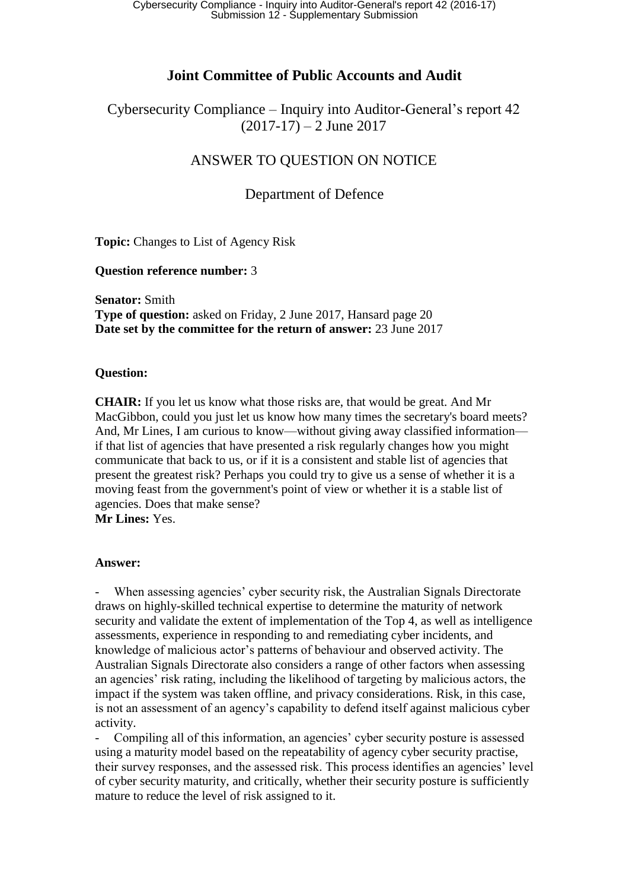# Joint Committee of Public Accounts and Audit

Cybersecurity Compliance – Inquiry into Auditor-General's report 42 (2017-17) – 2 June 2017

ANSWER TO QUESTION ON NOTICE

Department of Defence

**Topic:** Changes to List of Agency Risk

**Question reference number:** 3

**Senator:** Smith
**Type of question:** asked on Friday, 2 June 2017, Hansard page 20
**Date set by the committee for the return of answer:** 23 June 2017

**Question:**

**CHAIR:** If you let us know what those risks are, that would be great. And Mr MacGibbon, could you just let us know how many times the secretary's board meets? And, Mr Lines, I am curious to know—without giving away classified information—if that list of agencies that have presented a risk regularly changes how you might communicate that back to us, or if it is a consistent and stable list of agencies that present the greatest risk? Perhaps you could try to give us a sense of whether it is a moving feast from the government's point of view or whether it is a stable list of agencies. Does that make sense?
**Mr Lines:** Yes.

**Answer:**

- When assessing agencies' cyber security risk, the Australian Signals Directorate draws on highly-skilled technical expertise to determine the maturity of network security and validate the extent of implementation of the Top 4, as well as intelligence assessments, experience in responding to and remediating cyber incidents, and knowledge of malicious actor's patterns of behaviour and observed activity. The Australian Signals Directorate also considers a range of other factors when assessing an agencies' risk rating, including the likelihood of targeting by malicious actors, the impact if the system was taken offline, and privacy considerations. Risk, in this case, is not an assessment of an agency's capability to defend itself against malicious cyber activity.
- Compiling all of this information, an agencies' cyber security posture is assessed using a maturity model based on the repeatability of agency cyber security practise, their survey responses, and the assessed risk. This process identifies an agencies' level of cyber security maturity, and critically, whether their security posture is sufficiently mature to reduce the level of risk assigned to it.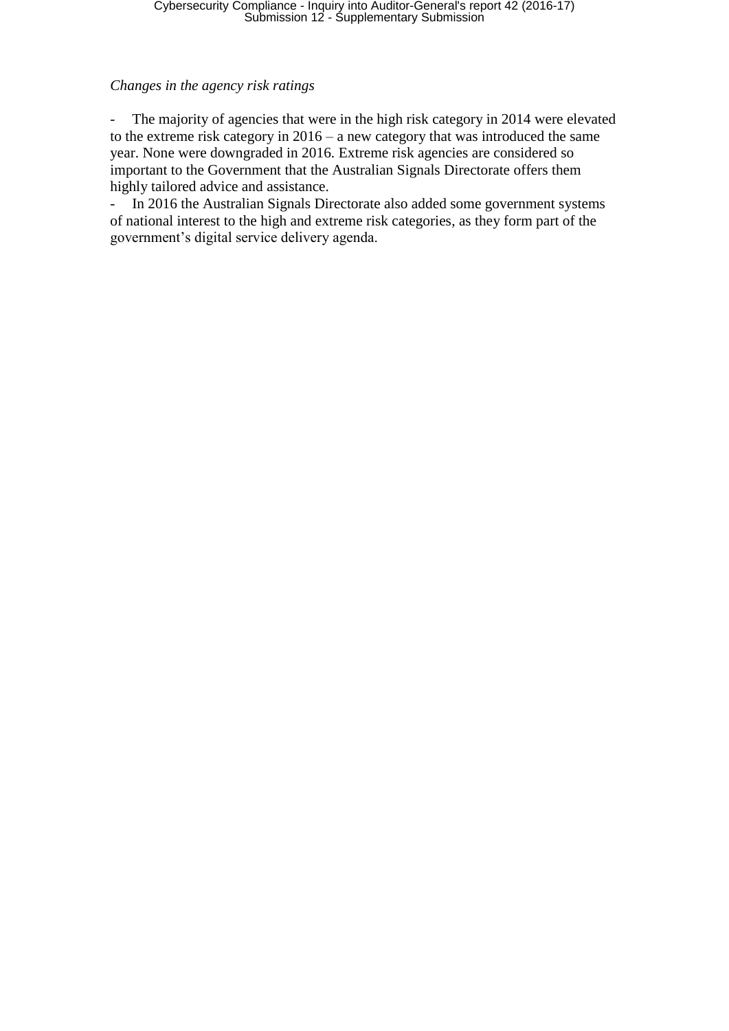*Changes in the agency risk ratings*

- The majority of agencies that were in the high risk category in 2014 were elevated to the extreme risk category in 2016 – a new category that was introduced the same year. None were downgraded in 2016. Extreme risk agencies are considered so important to the Government that the Australian Signals Directorate offers them highly tailored advice and assistance.
- In 2016 the Australian Signals Directorate also added some government systems of national interest to the high and extreme risk categories, as they form part of the government's digital service delivery agenda.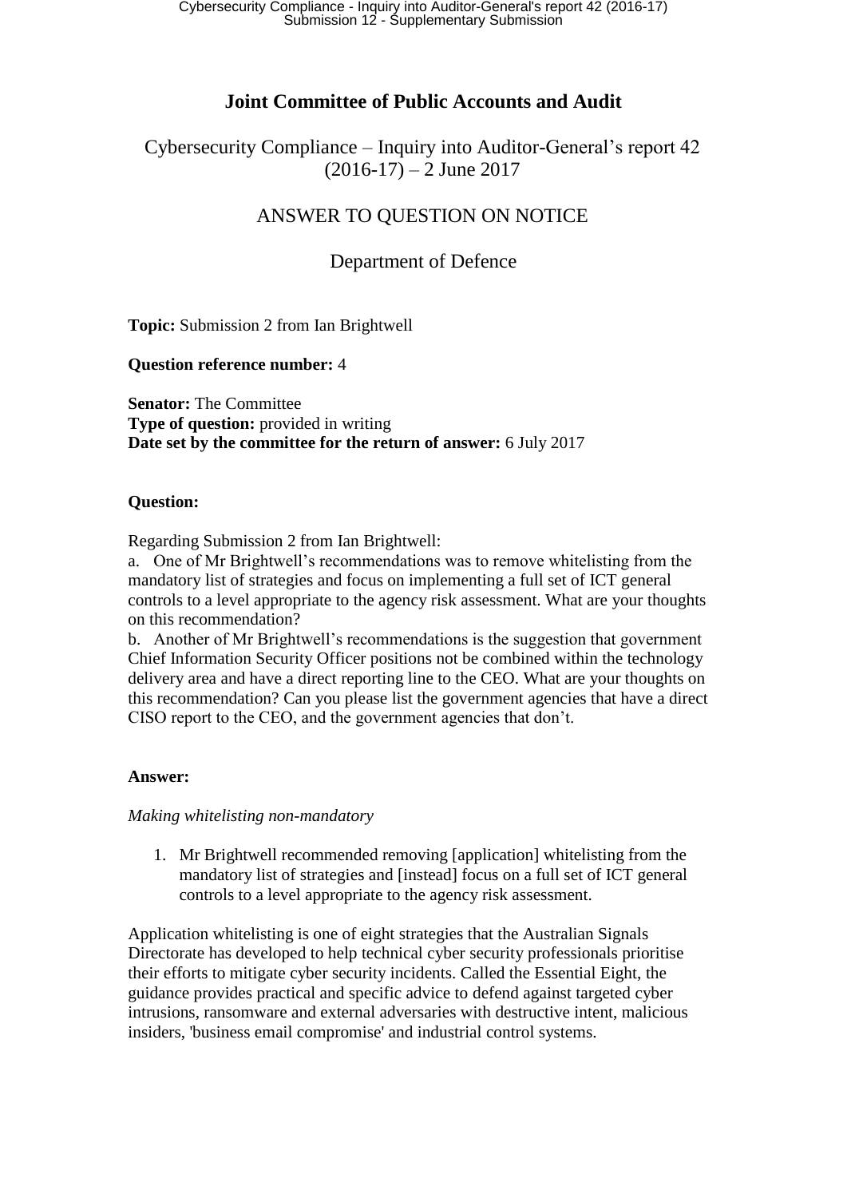# Joint Committee of Public Accounts and Audit

Cybersecurity Compliance – Inquiry into Auditor-General's report 42 (2016-17) – 2 June 2017

ANSWER TO QUESTION ON NOTICE

Department of Defence

**Topic:** Submission 2 from Ian Brightwell

**Question reference number:** 4

**Senator:** The Committee
**Type of question:** provided in writing
**Date set by the committee for the return of answer:** 6 July 2017

**Question:**

Regarding Submission 2 from Ian Brightwell:

a. One of Mr Brightwell's recommendations was to remove whitelisting from the mandatory list of strategies and focus on implementing a full set of ICT general controls to a level appropriate to the agency risk assessment. What are your thoughts on this recommendation?

b. Another of Mr Brightwell's recommendations is the suggestion that government Chief Information Security Officer positions not be combined within the technology delivery area and have a direct reporting line to the CEO. What are your thoughts on this recommendation? Can you please list the government agencies that have a direct CISO report to the CEO, and the government agencies that don't.

**Answer:**

*Making whitelisting non-mandatory*

1. Mr Brightwell recommended removing [application] whitelisting from the mandatory list of strategies and [instead] focus on a full set of ICT general controls to a level appropriate to the agency risk assessment.

Application whitelisting is one of eight strategies that the Australian Signals Directorate has developed to help technical cyber security professionals prioritise their efforts to mitigate cyber security incidents. Called the Essential Eight, the guidance provides practical and specific advice to defend against targeted cyber intrusions, ransomware and external adversaries with destructive intent, malicious insiders, 'business email compromise' and industrial control systems.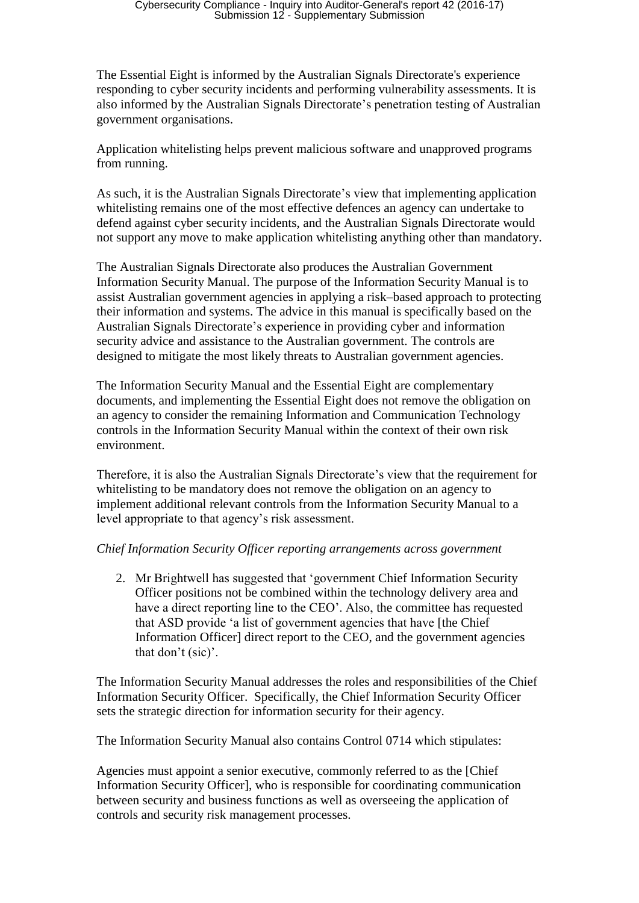The Essential Eight is informed by the Australian Signals Directorate's experience responding to cyber security incidents and performing vulnerability assessments. It is also informed by the Australian Signals Directorate's penetration testing of Australian government organisations.

Application whitelisting helps prevent malicious software and unapproved programs from running.

As such, it is the Australian Signals Directorate's view that implementing application whitelisting remains one of the most effective defences an agency can undertake to defend against cyber security incidents, and the Australian Signals Directorate would not support any move to make application whitelisting anything other than mandatory.

The Australian Signals Directorate also produces the Australian Government Information Security Manual. The purpose of the Information Security Manual is to assist Australian government agencies in applying a risk–based approach to protecting their information and systems. The advice in this manual is specifically based on the Australian Signals Directorate's experience in providing cyber and information security advice and assistance to the Australian government. The controls are designed to mitigate the most likely threats to Australian government agencies.

The Information Security Manual and the Essential Eight are complementary documents, and implementing the Essential Eight does not remove the obligation on an agency to consider the remaining Information and Communication Technology controls in the Information Security Manual within the context of their own risk environment.

Therefore, it is also the Australian Signals Directorate's view that the requirement for whitelisting to be mandatory does not remove the obligation on an agency to implement additional relevant controls from the Information Security Manual to a level appropriate to that agency's risk assessment.

*Chief Information Security Officer reporting arrangements across government*

2. Mr Brightwell has suggested that 'government Chief Information Security Officer positions not be combined within the technology delivery area and have a direct reporting line to the CEO'. Also, the committee has requested that ASD provide 'a list of government agencies that have [the Chief Information Officer] direct report to the CEO, and the government agencies that don't (sic)'.

The Information Security Manual addresses the roles and responsibilities of the Chief Information Security Officer. Specifically, the Chief Information Security Officer sets the strategic direction for information security for their agency.

The Information Security Manual also contains Control 0714 which stipulates:

Agencies must appoint a senior executive, commonly referred to as the [Chief Information Security Officer], who is responsible for coordinating communication between security and business functions as well as overseeing the application of controls and security risk management processes.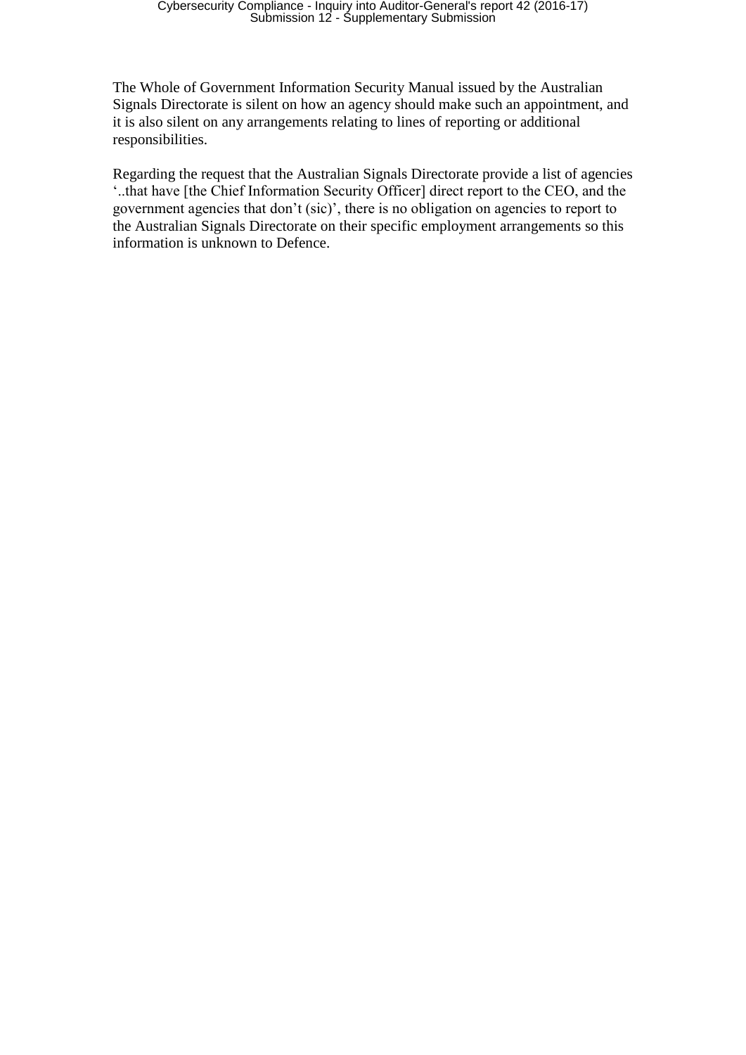The Whole of Government Information Security Manual issued by the Australian Signals Directorate is silent on how an agency should make such an appointment, and it is also silent on any arrangements relating to lines of reporting or additional responsibilities.

Regarding the request that the Australian Signals Directorate provide a list of agencies '..that have [the Chief Information Security Officer] direct report to the CEO, and the government agencies that don't (sic)', there is no obligation on agencies to report to the Australian Signals Directorate on their specific employment arrangements so this information is unknown to Defence.